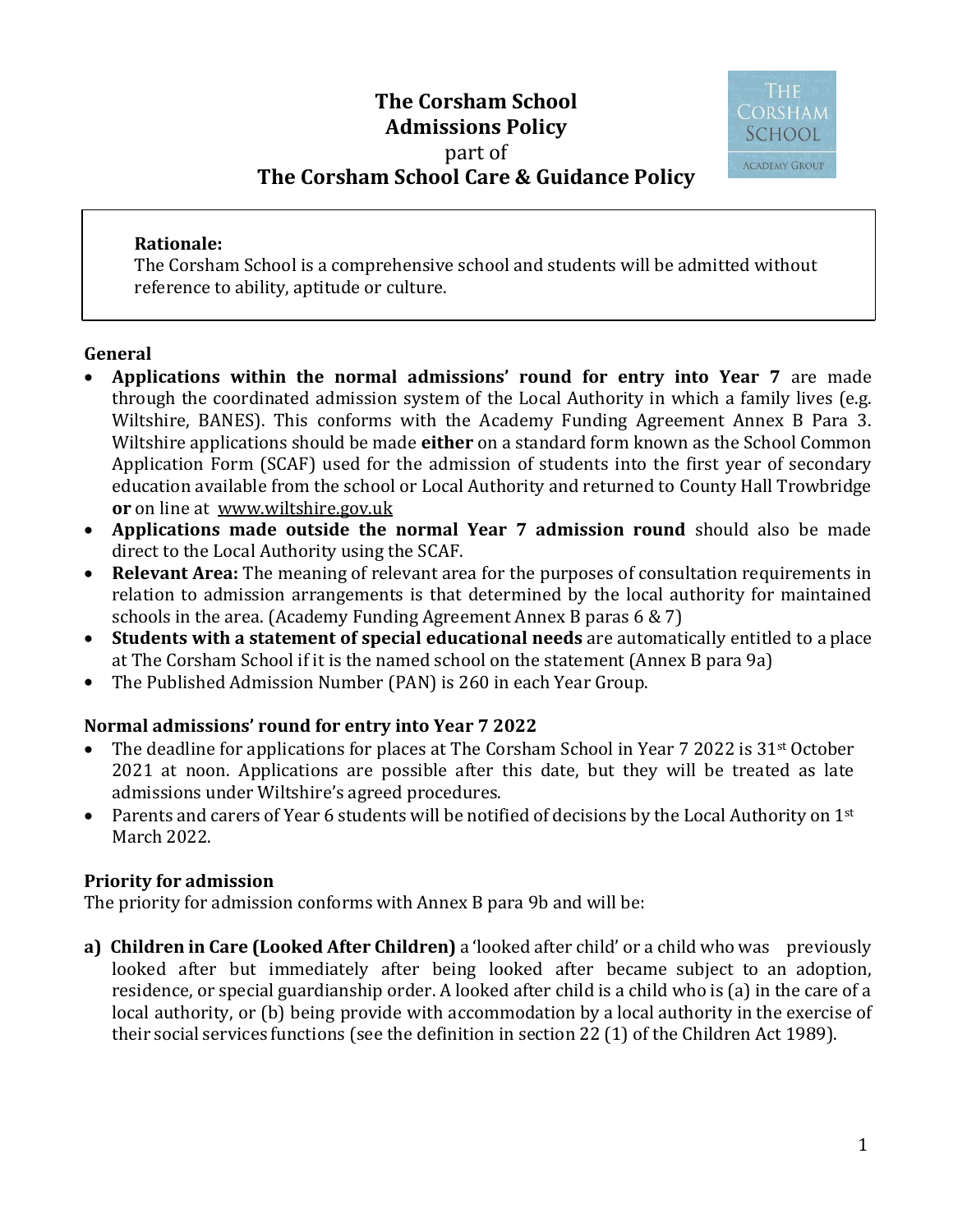# The Corsham School Admissions Policy
part of
**The Corsham School Care & Guidance Policy**

**Rationale:**
The Corsham School is a comprehensive school and students will be admitted without reference to ability, aptitude or culture.

## General

- **Applications within the normal admissions' round for entry into Year 7** are made through the coordinated admission system of the Local Authority in which a family lives (e.g. Wiltshire, BANES). This conforms with the Academy Funding Agreement Annex B Para 3. Wiltshire applications should be made **either** on a standard form known as the School Common Application Form (SCAF) used for the admission of students into the first year of secondary education available from the school or Local Authority and returned to County Hall Trowbridge **or** on line at www.wiltshire.gov.uk
- **Applications made outside the normal Year 7 admission round** should also be made direct to the Local Authority using the SCAF.
- **Relevant Area:** The meaning of relevant area for the purposes of consultation requirements in relation to admission arrangements is that determined by the local authority for maintained schools in the area. (Academy Funding Agreement Annex B paras 6 & 7)
- **Students with a statement of special educational needs** are automatically entitled to a place at The Corsham School if it is the named school on the statement (Annex B para 9a)
- The Published Admission Number (PAN) is 260 in each Year Group.

## Normal admissions' round for entry into Year 7 2022

- The deadline for applications for places at The Corsham School in Year 7 2022 is 31st October 2021 at noon. Applications are possible after this date, but they will be treated as late admissions under Wiltshire's agreed procedures.
- Parents and carers of Year 6 students will be notified of decisions by the Local Authority on 1st March 2022.

## Priority for admission

The priority for admission conforms with Annex B para 9b and will be:

**a) Children in Care (Looked After Children)** a 'looked after child' or a child who was previously looked after but immediately after being looked after became subject to an adoption, residence, or special guardianship order. A looked after child is a child who is (a) in the care of a local authority, or (b) being provide with accommodation by a local authority in the exercise of their social services functions (see the definition in section 22 (1) of the Children Act 1989).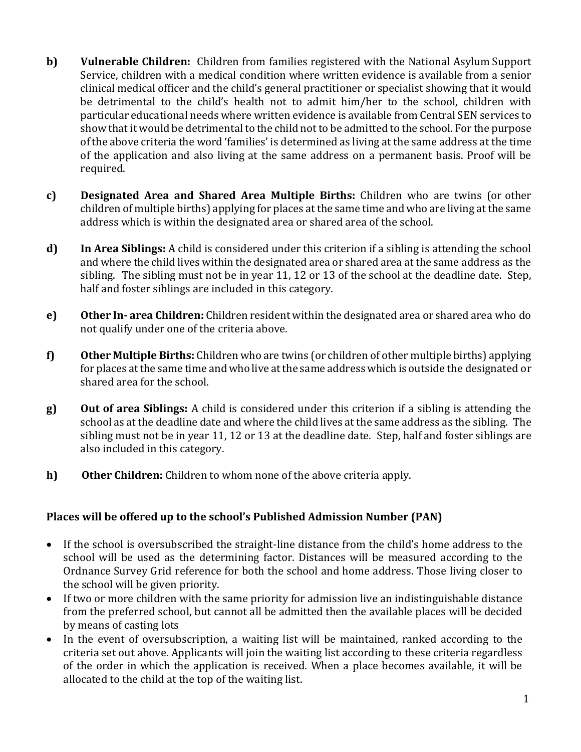**b) Vulnerable Children:** Children from families registered with the National Asylum Support Service, children with a medical condition where written evidence is available from a senior clinical medical officer and the child's general practitioner or specialist showing that it would be detrimental to the child's health not to admit him/her to the school, children with particular educational needs where written evidence is available from Central SEN services to show that it would be detrimental to the child not to be admitted to the school. For the purpose of the above criteria the word 'families' is determined as living at the same address at the time of the application and also living at the same address on a permanent basis. Proof will be required.

**c) Designated Area and Shared Area Multiple Births:** Children who are twins (or other children of multiple births) applying for places at the same time and who are living at the same address which is within the designated area or shared area of the school.

**d) In Area Siblings:** A child is considered under this criterion if a sibling is attending the school and where the child lives within the designated area or shared area at the same address as the sibling. The sibling must not be in year 11, 12 or 13 of the school at the deadline date. Step, half and foster siblings are included in this category.

**e) Other In- area Children:** Children resident within the designated area or shared area who do not qualify under one of the criteria above.

**f) Other Multiple Births:** Children who are twins (or children of other multiple births) applying for places at the same time and who live at the same address which is outside the designated or shared area for the school.

**g) Out of area Siblings:** A child is considered under this criterion if a sibling is attending the school as at the deadline date and where the child lives at the same address as the sibling. The sibling must not be in year 11, 12 or 13 at the deadline date. Step, half and foster siblings are also included in this category.

**h) Other Children:** Children to whom none of the above criteria apply.

**Places will be offered up to the school's Published Admission Number (PAN)**

- If the school is oversubscribed the straight-line distance from the child's home address to the school will be used as the determining factor. Distances will be measured according to the Ordnance Survey Grid reference for both the school and home address. Those living closer to the school will be given priority.
- If two or more children with the same priority for admission live an indistinguishable distance from the preferred school, but cannot all be admitted then the available places will be decided by means of casting lots
- In the event of oversubscription, a waiting list will be maintained, ranked according to the criteria set out above. Applicants will join the waiting list according to these criteria regardless of the order in which the application is received. When a place becomes available, it will be allocated to the child at the top of the waiting list.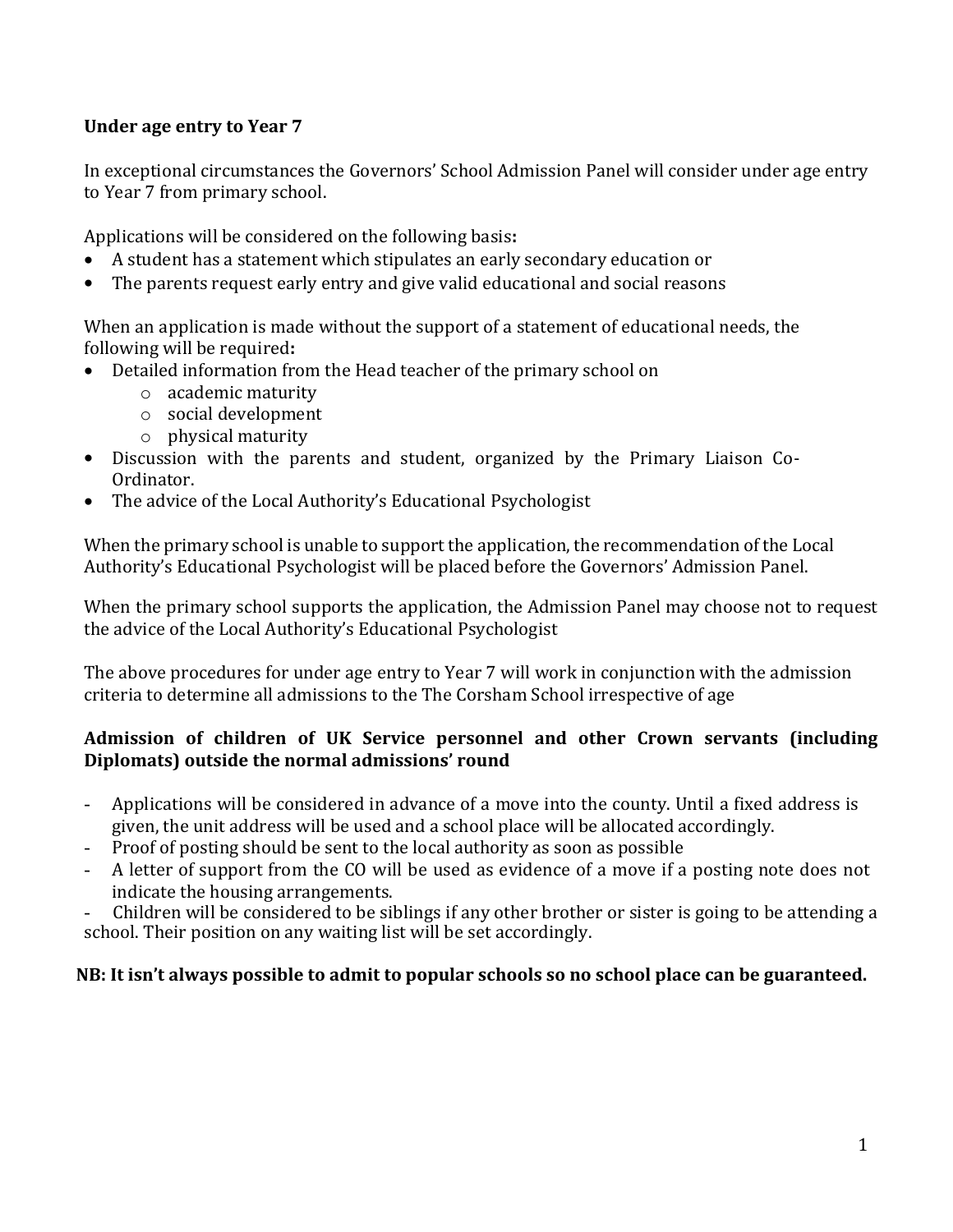**Under age entry to Year 7**

In exceptional circumstances the Governors' School Admission Panel will consider under age entry to Year 7 from primary school.

Applications will be considered on the following basis**:**

- A student has a statement which stipulates an early secondary education or
- The parents request early entry and give valid educational and social reasons

When an application is made without the support of a statement of educational needs, the following will be required**:**

- Detailed information from the Head teacher of the primary school on
    - academic maturity
    - social development
    - physical maturity
- Discussion with the parents and student, organized by the Primary Liaison Co-Ordinator.
- The advice of the Local Authority's Educational Psychologist

When the primary school is unable to support the application, the recommendation of the Local Authority's Educational Psychologist will be placed before the Governors' Admission Panel.

When the primary school supports the application, the Admission Panel may choose not to request the advice of the Local Authority's Educational Psychologist

The above procedures for under age entry to Year 7 will work in conjunction with the admission criteria to determine all admissions to the The Corsham School irrespective of age

**Admission of children of UK Service personnel and other Crown servants (including Diplomats) outside the normal admissions' round**

- Applications will be considered in advance of a move into the county. Until a fixed address is given, the unit address will be used and a school place will be allocated accordingly.
- Proof of posting should be sent to the local authority as soon as possible
- A letter of support from the CO will be used as evidence of a move if a posting note does not indicate the housing arrangements.
- Children will be considered to be siblings if any other brother or sister is going to be attending a school. Their position on any waiting list will be set accordingly.

**NB: It isn't always possible to admit to popular schools so no school place can be guaranteed.**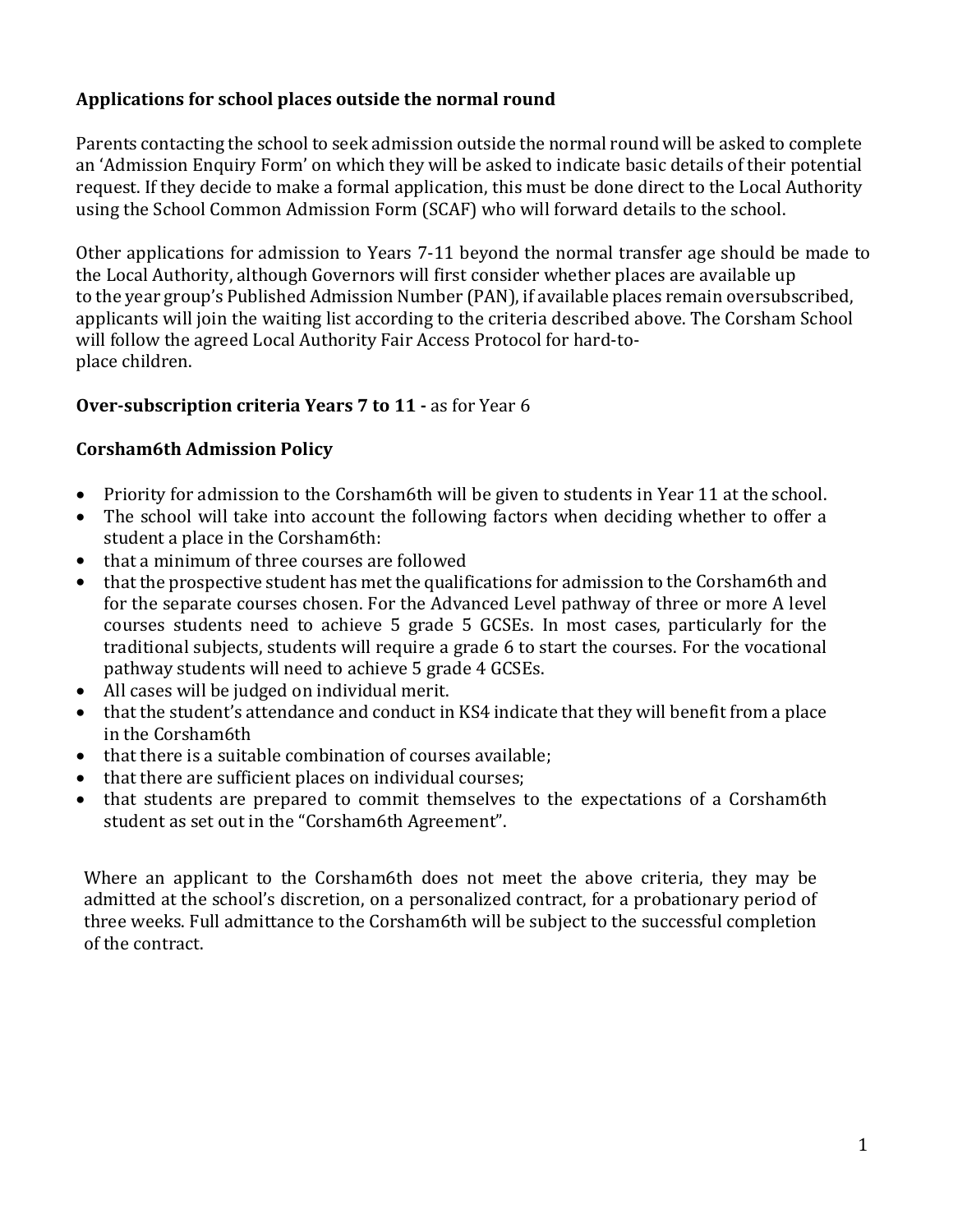**Applications for school places outside the normal round**

Parents contacting the school to seek admission outside the normal round will be asked to complete an 'Admission Enquiry Form' on which they will be asked to indicate basic details of their potential request. If they decide to make a formal application, this must be done direct to the Local Authority using the School Common Admission Form (SCAF) who will forward details to the school.

Other applications for admission to Years 7-11 beyond the normal transfer age should be made to the Local Authority, although Governors will first consider whether places are available up to the year group's Published Admission Number (PAN), if available places remain oversubscribed, applicants will join the waiting list according to the criteria described above. The Corsham School will follow the agreed Local Authority Fair Access Protocol for hard-to-place children.

**Over-subscription criteria Years 7 to 11 -** as for Year 6

**Corsham6th Admission Policy**

- Priority for admission to the Corsham6th will be given to students in Year 11 at the school.
- The school will take into account the following factors when deciding whether to offer a student a place in the Corsham6th:
- that a minimum of three courses are followed
- that the prospective student has met the qualifications for admission to the Corsham6th and for the separate courses chosen. For the Advanced Level pathway of three or more A level courses students need to achieve 5 grade 5 GCSEs. In most cases, particularly for the traditional subjects, students will require a grade 6 to start the courses. For the vocational pathway students will need to achieve 5 grade 4 GCSEs.
- All cases will be judged on individual merit.
- that the student's attendance and conduct in KS4 indicate that they will benefit from a place in the Corsham6th
- that there is a suitable combination of courses available;
- that there are sufficient places on individual courses;
- that students are prepared to commit themselves to the expectations of a Corsham6th student as set out in the "Corsham6th Agreement".

Where an applicant to the Corsham6th does not meet the above criteria, they may be admitted at the school's discretion, on a personalized contract, for a probationary period of three weeks. Full admittance to the Corsham6th will be subject to the successful completion of the contract.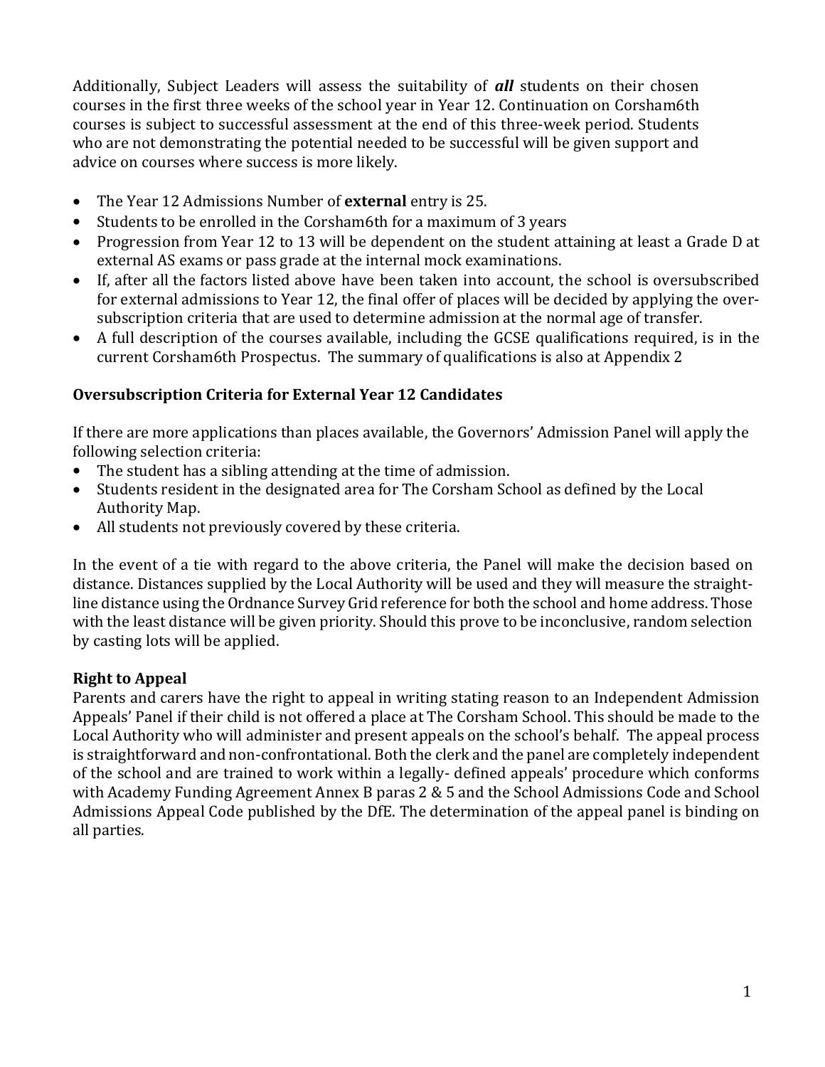Additionally, Subject Leaders will assess the suitability of ***all*** students on their chosen courses in the first three weeks of the school year in Year 12. Continuation on Corsham6th courses is subject to successful assessment at the end of this three-week period. Students who are not demonstrating the potential needed to be successful will be given support and advice on courses where success is more likely.

- The Year 12 Admissions Number of **external** entry is 25.
- Students to be enrolled in the Corsham6th for a maximum of 3 years
- Progression from Year 12 to 13 will be dependent on the student attaining at least a Grade D at external AS exams or pass grade at the internal mock examinations.
- If, after all the factors listed above have been taken into account, the school is oversubscribed for external admissions to Year 12, the final offer of places will be decided by applying the over-subscription criteria that are used to determine admission at the normal age of transfer.
- A full description of the courses available, including the GCSE qualifications required, is in the current Corsham6th Prospectus. The summary of qualifications is also at Appendix 2

**Oversubscription Criteria for External Year 12 Candidates**

If there are more applications than places available, the Governors' Admission Panel will apply the following selection criteria:

- The student has a sibling attending at the time of admission.
- Students resident in the designated area for The Corsham School as defined by the Local Authority Map.
- All students not previously covered by these criteria.

In the event of a tie with regard to the above criteria, the Panel will make the decision based on distance. Distances supplied by the Local Authority will be used and they will measure the straight-line distance using the Ordnance Survey Grid reference for both the school and home address. Those with the least distance will be given priority. Should this prove to be inconclusive, random selection by casting lots will be applied.

**Right to Appeal**

Parents and carers have the right to appeal in writing stating reason to an Independent Admission Appeals' Panel if their child is not offered a place at The Corsham School. This should be made to the Local Authority who will administer and present appeals on the school's behalf. The appeal process is straightforward and non-confrontational. Both the clerk and the panel are completely independent of the school and are trained to work within a legally- defined appeals' procedure which conforms with Academy Funding Agreement Annex B paras 2 & 5 and the School Admissions Code and School Admissions Appeal Code published by the DfE. The determination of the appeal panel is binding on all parties.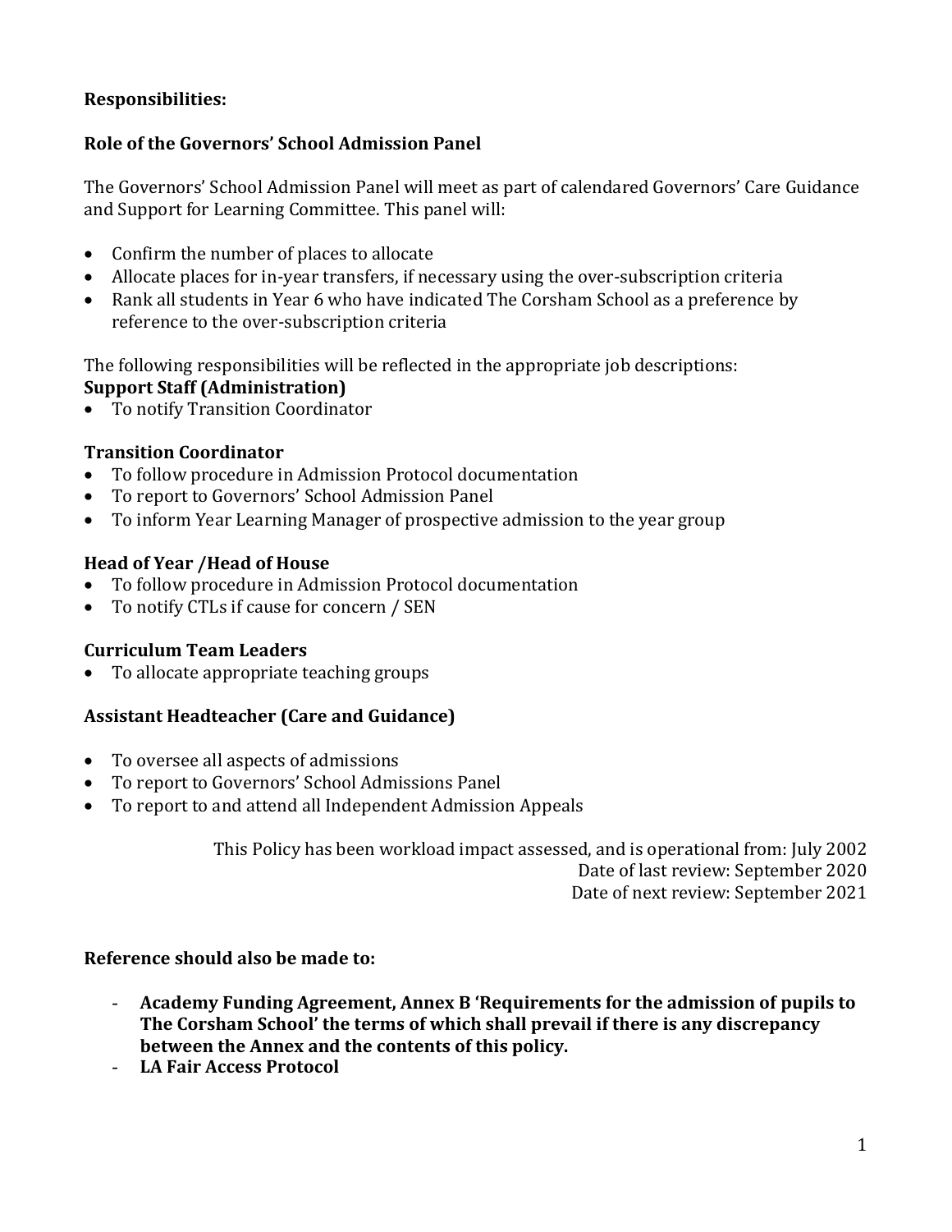**Responsibilities:**

**Role of the Governors' School Admission Panel**

The Governors' School Admission Panel will meet as part of calendared Governors' Care Guidance and Support for Learning Committee. This panel will:

- Confirm the number of places to allocate
- Allocate places for in-year transfers, if necessary using the over-subscription criteria
- Rank all students in Year 6 who have indicated The Corsham School as a preference by reference to the over-subscription criteria

The following responsibilities will be reflected in the appropriate job descriptions:

**Support Staff (Administration)**

- To notify Transition Coordinator

**Transition Coordinator**

- To follow procedure in Admission Protocol documentation
- To report to Governors' School Admission Panel
- To inform Year Learning Manager of prospective admission to the year group

**Head of Year /Head of House**

- To follow procedure in Admission Protocol documentation
- To notify CTLs if cause for concern / SEN

**Curriculum Team Leaders**

- To allocate appropriate teaching groups

**Assistant Headteacher (Care and Guidance)**

- To oversee all aspects of admissions
- To report to Governors' School Admissions Panel
- To report to and attend all Independent Admission Appeals

This Policy has been workload impact assessed, and is operational from: July 2002
Date of last review: September 2020
Date of next review: September 2021

**Reference should also be made to:**

- **Academy Funding Agreement, Annex B 'Requirements for the admission of pupils to The Corsham School' the terms of which shall prevail if there is any discrepancy between the Annex and the contents of this policy.**
- **LA Fair Access Protocol**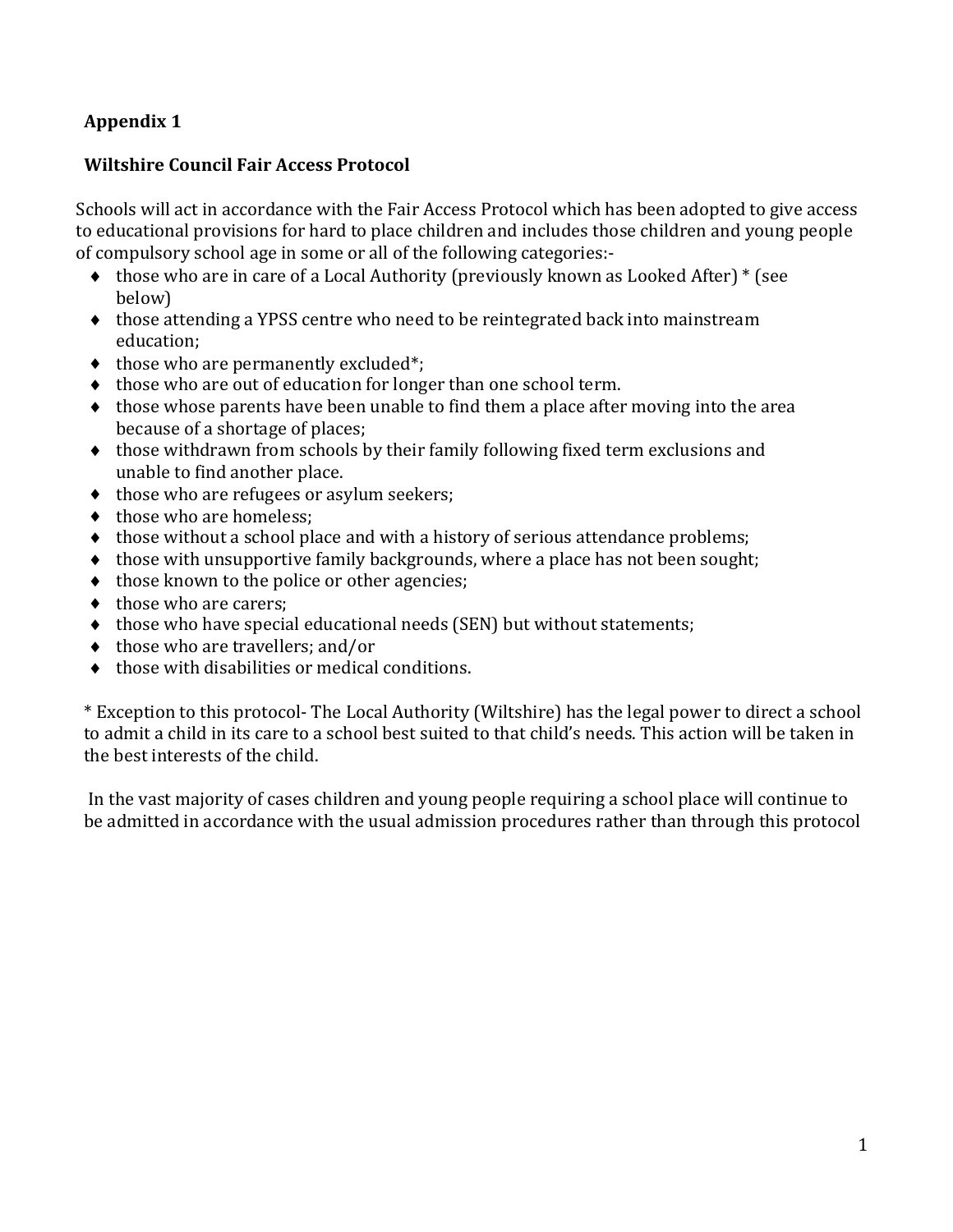**Appendix 1**

**Wiltshire Council Fair Access Protocol**

Schools will act in accordance with the Fair Access Protocol which has been adopted to give access to educational provisions for hard to place children and includes those children and young people of compulsory school age in some or all of the following categories:-

- those who are in care of a Local Authority (previously known as Looked After) * (see below)
- those attending a YPSS centre who need to be reintegrated back into mainstream education;
- those who are permanently excluded*;
- those who are out of education for longer than one school term.
- those whose parents have been unable to find them a place after moving into the area because of a shortage of places;
- those withdrawn from schools by their family following fixed term exclusions and unable to find another place.
- those who are refugees or asylum seekers;
- those who are homeless;
- those without a school place and with a history of serious attendance problems;
- those with unsupportive family backgrounds, where a place has not been sought;
- those known to the police or other agencies;
- those who are carers;
- those who have special educational needs (SEN) but without statements;
- those who are travellers; and/or
- those with disabilities or medical conditions.

* Exception to this protocol- The Local Authority (Wiltshire) has the legal power to direct a school to admit a child in its care to a school best suited to that child's needs. This action will be taken in the best interests of the child.

In the vast majority of cases children and young people requiring a school place will continue to be admitted in accordance with the usual admission procedures rather than through this protocol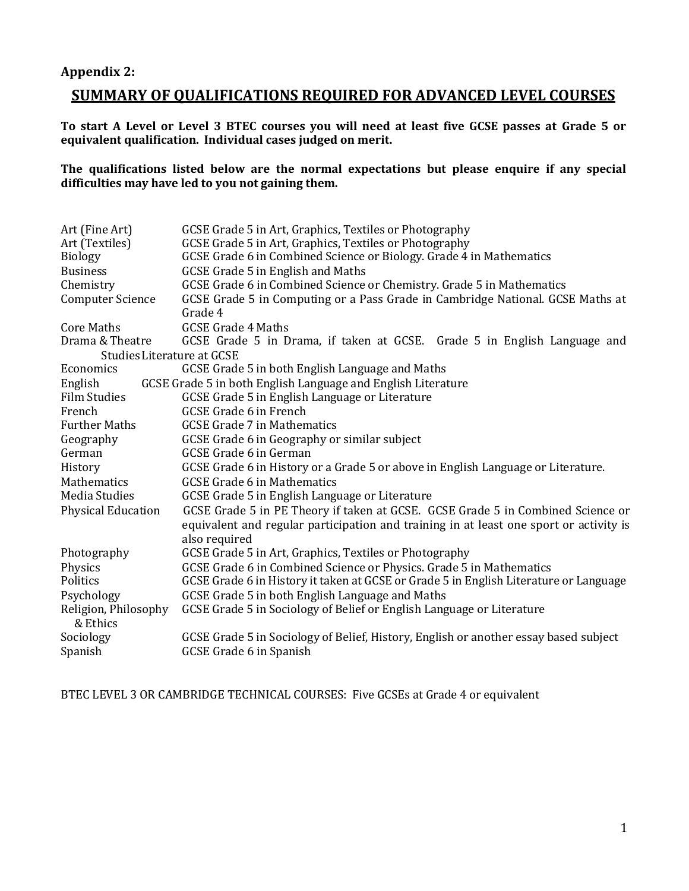**Appendix 2:**

## SUMMARY OF QUALIFICATIONS REQUIRED FOR ADVANCED LEVEL COURSES

**To start A Level or Level 3 BTEC courses you will need at least five GCSE passes at Grade 5 or equivalent qualification. Individual cases judged on merit.**

**The qualifications listed below are the normal expectations but please enquire if any special difficulties may have led to you not gaining them.**

| | |
|---|---|
| Art (Fine Art) | GCSE Grade 5 in Art, Graphics, Textiles or Photography |
| Art (Textiles) | GCSE Grade 5 in Art, Graphics, Textiles or Photography |
| Biology | GCSE Grade 6 in Combined Science or Biology. Grade 4 in Mathematics |
| Business | GCSE Grade 5 in English and Maths |
| Chemistry | GCSE Grade 6 in Combined Science or Chemistry. Grade 5 in Mathematics |
| Computer Science | GCSE Grade 5 in Computing or a Pass Grade in Cambridge National. GCSE Maths at Grade 4 |
| Core Maths | GCSE Grade 4 Maths |
| Drama & Theatre Studies | GCSE Grade 5 in Drama, if taken at GCSE. Grade 5 in English Language and Literature at GCSE |
| Economics | GCSE Grade 5 in both English Language and Maths |
| English | GCSE Grade 5 in both English Language and English Literature |
| Film Studies | GCSE Grade 5 in English Language or Literature |
| French | GCSE Grade 6 in French |
| Further Maths | GCSE Grade 7 in Mathematics |
| Geography | GCSE Grade 6 in Geography or similar subject |
| German | GCSE Grade 6 in German |
| History | GCSE Grade 6 in History or a Grade 5 or above in English Language or Literature. |
| Mathematics | GCSE Grade 6 in Mathematics |
| Media Studies | GCSE Grade 5 in English Language or Literature |
| Physical Education | GCSE Grade 5 in PE Theory if taken at GCSE. GCSE Grade 5 in Combined Science or equivalent and regular participation and training in at least one sport or activity is also required |
| Photography | GCSE Grade 5 in Art, Graphics, Textiles or Photography |
| Physics | GCSE Grade 6 in Combined Science or Physics. Grade 5 in Mathematics |
| Politics | GCSE Grade 6 in History it taken at GCSE or Grade 5 in English Literature or Language |
| Psychology | GCSE Grade 5 in both English Language and Maths |
| Religion, Philosophy & Ethics | GCSE Grade 5 in Sociology of Belief or English Language or Literature |
| Sociology | GCSE Grade 5 in Sociology of Belief, History, English or another essay based subject |
| Spanish | GCSE Grade 6 in Spanish |

BTEC LEVEL 3 OR CAMBRIDGE TECHNICAL COURSES: Five GCSEs at Grade 4 or equivalent